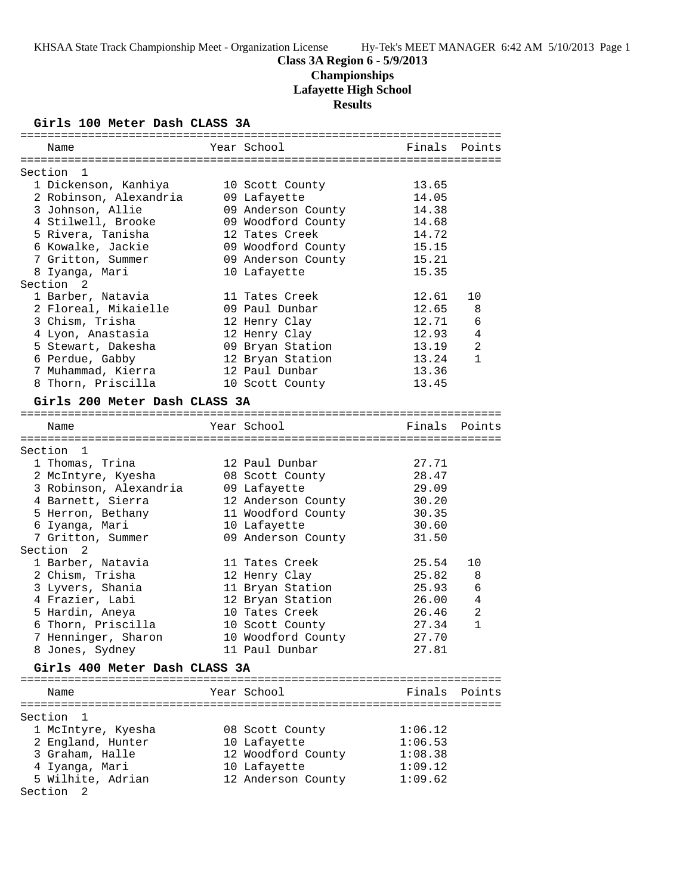# Class 3A Region 6 - 5/9/2013

## Championships

## Lafayette High School

## Results

### Girls 100 Meter Dash CLASS 3A

| Name | Year | School | Finals | Points |
|---|---|---|---|---|
| **Section 1** | | | | |
| 1 Dickenson, Kanhiya | 10 | Scott County | 13.65 | |
| 2 Robinson, Alexandria | 09 | Lafayette | 14.05 | |
| 3 Johnson, Allie | 09 | Anderson County | 14.38 | |
| 4 Stilwell, Brooke | 09 | Woodford County | 14.68 | |
| 5 Rivera, Tanisha | 12 | Tates Creek | 14.72 | |
| 6 Kowalke, Jackie | 09 | Woodford County | 15.15 | |
| 7 Gritton, Summer | 09 | Anderson County | 15.21 | |
| 8 Iyanga, Mari | 10 | Lafayette | 15.35 | |
| **Section 2** | | | | |
| 1 Barber, Natavia | 11 | Tates Creek | 12.61 | 10 |
| 2 Floreal, Mikaielle | 09 | Paul Dunbar | 12.65 | 8 |
| 3 Chism, Trisha | 12 | Henry Clay | 12.71 | 6 |
| 4 Lyon, Anastasia | 12 | Henry Clay | 12.93 | 4 |
| 5 Stewart, Dakesha | 09 | Bryan Station | 13.19 | 2 |
| 6 Perdue, Gabby | 12 | Bryan Station | 13.24 | 1 |
| 7 Muhammad, Kierra | 12 | Paul Dunbar | 13.36 | |
| 8 Thorn, Priscilla | 10 | Scott County | 13.45 | |

### Girls 200 Meter Dash CLASS 3A

| Name | Year | School | Finals | Points |
|---|---|---|---|---|
| **Section 1** | | | | |
| 1 Thomas, Trina | 12 | Paul Dunbar | 27.71 | |
| 2 McIntyre, Kyesha | 08 | Scott County | 28.47 | |
| 3 Robinson, Alexandria | 09 | Lafayette | 29.09 | |
| 4 Barnett, Sierra | 12 | Anderson County | 30.20 | |
| 5 Herron, Bethany | 11 | Woodford County | 30.35 | |
| 6 Iyanga, Mari | 10 | Lafayette | 30.60 | |
| 7 Gritton, Summer | 09 | Anderson County | 31.50 | |
| **Section 2** | | | | |
| 1 Barber, Natavia | 11 | Tates Creek | 25.54 | 10 |
| 2 Chism, Trisha | 12 | Henry Clay | 25.82 | 8 |
| 3 Lyvers, Shania | 11 | Bryan Station | 25.93 | 6 |
| 4 Frazier, Labi | 12 | Bryan Station | 26.00 | 4 |
| 5 Hardin, Aneya | 10 | Tates Creek | 26.46 | 2 |
| 6 Thorn, Priscilla | 10 | Scott County | 27.34 | 1 |
| 7 Henninger, Sharon | 10 | Woodford County | 27.70 | |
| 8 Jones, Sydney | 11 | Paul Dunbar | 27.81 | |

### Girls 400 Meter Dash CLASS 3A

| Name | Year | School | Finals | Points |
|---|---|---|---|---|
| **Section 1** | | | | |
| 1 McIntyre, Kyesha | 08 | Scott County | 1:06.12 | |
| 2 England, Hunter | 10 | Lafayette | 1:06.53 | |
| 3 Graham, Halle | 12 | Woodford County | 1:08.38 | |
| 4 Iyanga, Mari | 10 | Lafayette | 1:09.12 | |
| 5 Wilhite, Adrian | 12 | Anderson County | 1:09.62 | |
| **Section 2** | | | | |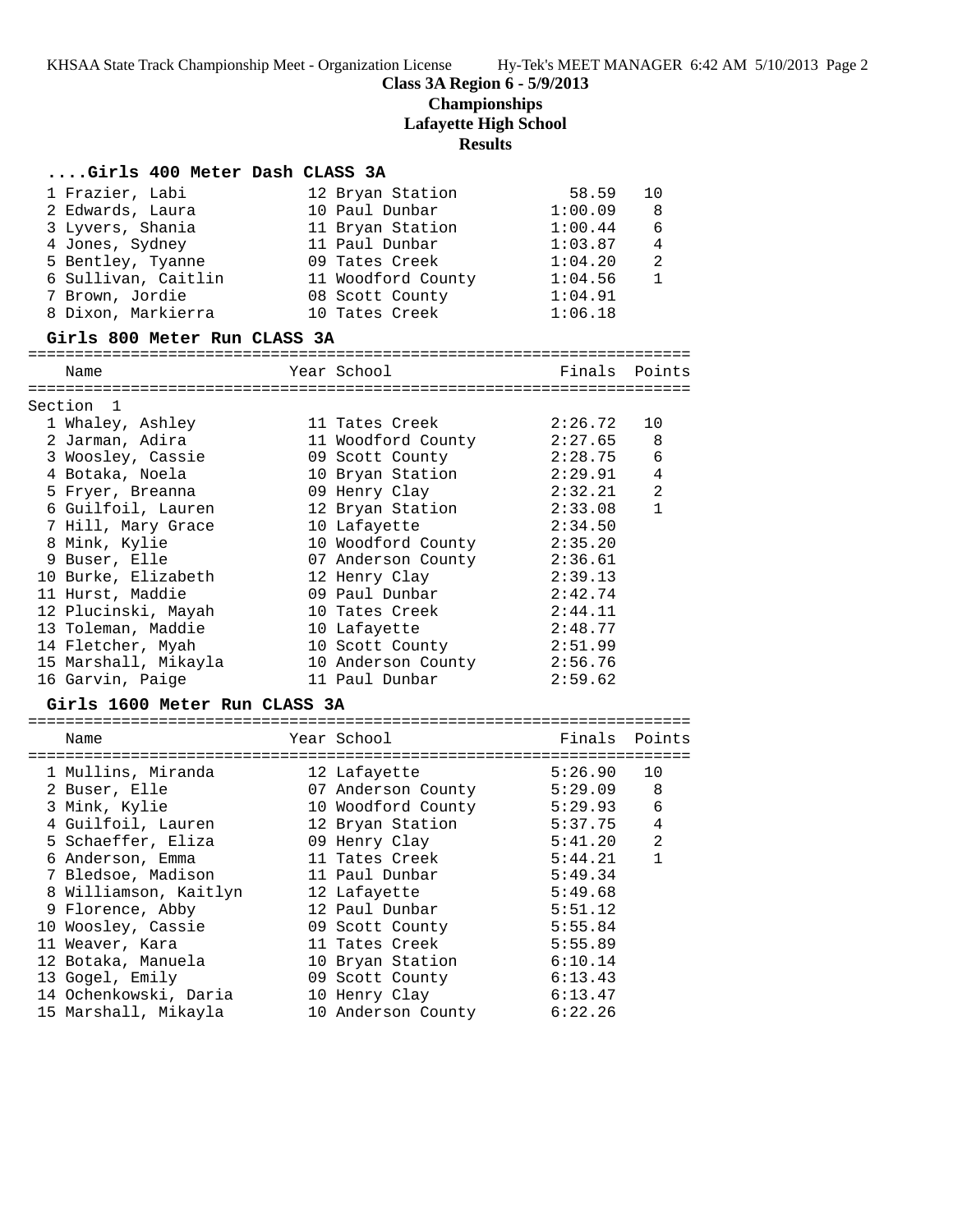**Class 3A Region 6 - 5/9/2013**
**Championships**
**Lafayette High School**
**Results**

### ....Girls 400 Meter Dash CLASS 3A

| Place | Name | Year | School | Finals | Points |
|---|---|---|---|---|---|
| 1 | Frazier, Labi | 12 | Bryan Station | 58.59 | 10 |
| 2 | Edwards, Laura | 10 | Paul Dunbar | 1:00.09 | 8 |
| 3 | Lyvers, Shania | 11 | Bryan Station | 1:00.44 | 6 |
| 4 | Jones, Sydney | 11 | Paul Dunbar | 1:03.87 | 4 |
| 5 | Bentley, Tyanne | 09 | Tates Creek | 1:04.20 | 2 |
| 6 | Sullivan, Caitlin | 11 | Woodford County | 1:04.56 | 1 |
| 7 | Brown, Jordie | 08 | Scott County | 1:04.91 | |
| 8 | Dixon, Markierra | 10 | Tates Creek | 1:06.18 | |

### Girls 800 Meter Run CLASS 3A

Section 1

| Place | Name | Year | School | Finals | Points |
|---|---|---|---|---|---|
| 1 | Whaley, Ashley | 11 | Tates Creek | 2:26.72 | 10 |
| 2 | Jarman, Adira | 11 | Woodford County | 2:27.65 | 8 |
| 3 | Woosley, Cassie | 09 | Scott County | 2:28.75 | 6 |
| 4 | Botaka, Noela | 10 | Bryan Station | 2:29.91 | 4 |
| 5 | Fryer, Breanna | 09 | Henry Clay | 2:32.21 | 2 |
| 6 | Guilfoil, Lauren | 12 | Bryan Station | 2:33.08 | 1 |
| 7 | Hill, Mary Grace | 10 | Lafayette | 2:34.50 | |
| 8 | Mink, Kylie | 10 | Woodford County | 2:35.20 | |
| 9 | Buser, Elle | 07 | Anderson County | 2:36.61 | |
| 10 | Burke, Elizabeth | 12 | Henry Clay | 2:39.13 | |
| 11 | Hurst, Maddie | 09 | Paul Dunbar | 2:42.74 | |
| 12 | Plucinski, Mayah | 10 | Tates Creek | 2:44.11 | |
| 13 | Toleman, Maddie | 10 | Lafayette | 2:48.77 | |
| 14 | Fletcher, Myah | 10 | Scott County | 2:51.99 | |
| 15 | Marshall, Mikayla | 10 | Anderson County | 2:56.76 | |
| 16 | Garvin, Paige | 11 | Paul Dunbar | 2:59.62 | |

### Girls 1600 Meter Run CLASS 3A

| Place | Name | Year | School | Finals | Points |
|---|---|---|---|---|---|
| 1 | Mullins, Miranda | 12 | Lafayette | 5:26.90 | 10 |
| 2 | Buser, Elle | 07 | Anderson County | 5:29.09 | 8 |
| 3 | Mink, Kylie | 10 | Woodford County | 5:29.93 | 6 |
| 4 | Guilfoil, Lauren | 12 | Bryan Station | 5:37.75 | 4 |
| 5 | Schaeffer, Eliza | 09 | Henry Clay | 5:41.20 | 2 |
| 6 | Anderson, Emma | 11 | Tates Creek | 5:44.21 | 1 |
| 7 | Bledsoe, Madison | 11 | Paul Dunbar | 5:49.34 | |
| 8 | Williamson, Kaitlyn | 12 | Lafayette | 5:49.68 | |
| 9 | Florence, Abby | 12 | Paul Dunbar | 5:51.12 | |
| 10 | Woosley, Cassie | 09 | Scott County | 5:55.84 | |
| 11 | Weaver, Kara | 11 | Tates Creek | 5:55.89 | |
| 12 | Botaka, Manuela | 10 | Bryan Station | 6:10.14 | |
| 13 | Gogel, Emily | 09 | Scott County | 6:13.43 | |
| 14 | Ochenkowski, Daria | 10 | Henry Clay | 6:13.47 | |
| 15 | Marshall, Mikayla | 10 | Anderson County | 6:22.26 | |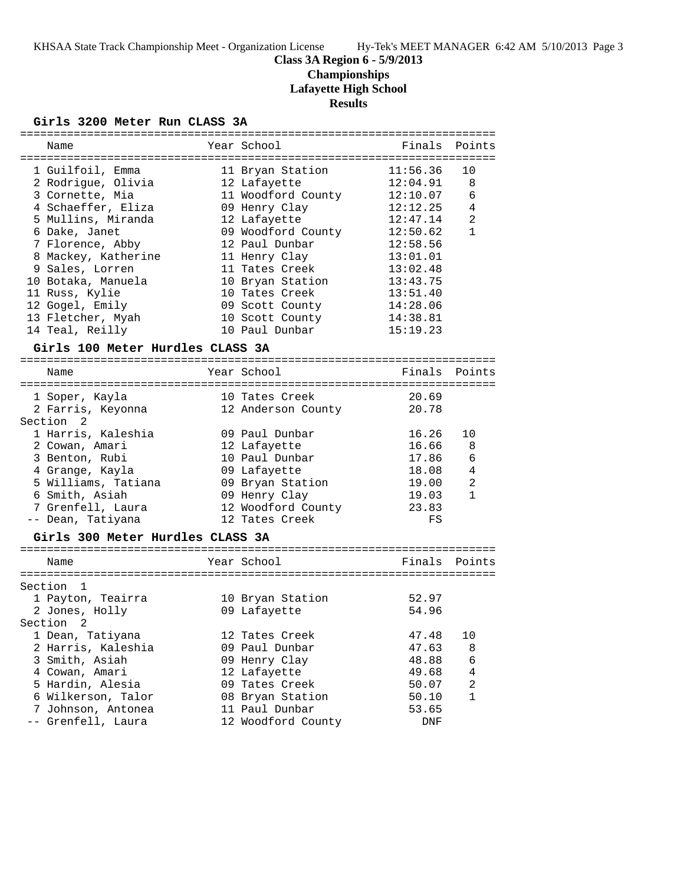## Class 3A Region 6 - 5/9/2013
## Championships
## Lafayette High School
## Results

### Girls 3200 Meter Run CLASS 3A

| Place | Name | Year | School | Finals | Points |
|---|---|---|---|---|---|
| 1 | Guilfoil, Emma | 11 | Bryan Station | 11:56.36 | 10 |
| 2 | Rodrigue, Olivia | 12 | Lafayette | 12:04.91 | 8 |
| 3 | Cornette, Mia | 11 | Woodford County | 12:10.07 | 6 |
| 4 | Schaeffer, Eliza | 09 | Henry Clay | 12:12.25 | 4 |
| 5 | Mullins, Miranda | 12 | Lafayette | 12:47.14 | 2 |
| 6 | Dake, Janet | 09 | Woodford County | 12:50.62 | 1 |
| 7 | Florence, Abby | 12 | Paul Dunbar | 12:58.56 | |
| 8 | Mackey, Katherine | 11 | Henry Clay | 13:01.01 | |
| 9 | Sales, Lorren | 11 | Tates Creek | 13:02.48 | |
| 10 | Botaka, Manuela | 10 | Bryan Station | 13:43.75 | |
| 11 | Russ, Kylie | 10 | Tates Creek | 13:51.40 | |
| 12 | Gogel, Emily | 09 | Scott County | 14:28.06 | |
| 13 | Fletcher, Myah | 10 | Scott County | 14:38.81 | |
| 14 | Teal, Reilly | 10 | Paul Dunbar | 15:19.23 | |

### Girls 100 Meter Hurdles CLASS 3A

| Place | Name | Year | School | Finals | Points |
|---|---|---|---|---|---|
| 1 | Soper, Kayla | 10 | Tates Creek | 20.69 | |
| 2 | Farris, Keyonna | 12 | Anderson County | 20.78 | |
| **Section 2** | | | | | |
| 1 | Harris, Kaleshia | 09 | Paul Dunbar | 16.26 | 10 |
| 2 | Cowan, Amari | 12 | Lafayette | 16.66 | 8 |
| 3 | Benton, Rubi | 10 | Paul Dunbar | 17.86 | 6 |
| 4 | Grange, Kayla | 09 | Lafayette | 18.08 | 4 |
| 5 | Williams, Tatiana | 09 | Bryan Station | 19.00 | 2 |
| 6 | Smith, Asiah | 09 | Henry Clay | 19.03 | 1 |
| 7 | Grenfell, Laura | 12 | Woodford County | 23.83 | |
| -- | Dean, Tatiyana | 12 | Tates Creek | FS | |

### Girls 300 Meter Hurdles CLASS 3A

| Place | Name | Year | School | Finals | Points |
|---|---|---|---|---|---|
| **Section 1** | | | | | |
| 1 | Payton, Teairra | 10 | Bryan Station | 52.97 | |
| 2 | Jones, Holly | 09 | Lafayette | 54.96 | |
| **Section 2** | | | | | |
| 1 | Dean, Tatiyana | 12 | Tates Creek | 47.48 | 10 |
| 2 | Harris, Kaleshia | 09 | Paul Dunbar | 47.63 | 8 |
| 3 | Smith, Asiah | 09 | Henry Clay | 48.88 | 6 |
| 4 | Cowan, Amari | 12 | Lafayette | 49.68 | 4 |
| 5 | Hardin, Alesia | 09 | Tates Creek | 50.07 | 2 |
| 6 | Wilkerson, Talor | 08 | Bryan Station | 50.10 | 1 |
| 7 | Johnson, Antonea | 11 | Paul Dunbar | 53.65 | |
| -- | Grenfell, Laura | 12 | Woodford County | DNF | |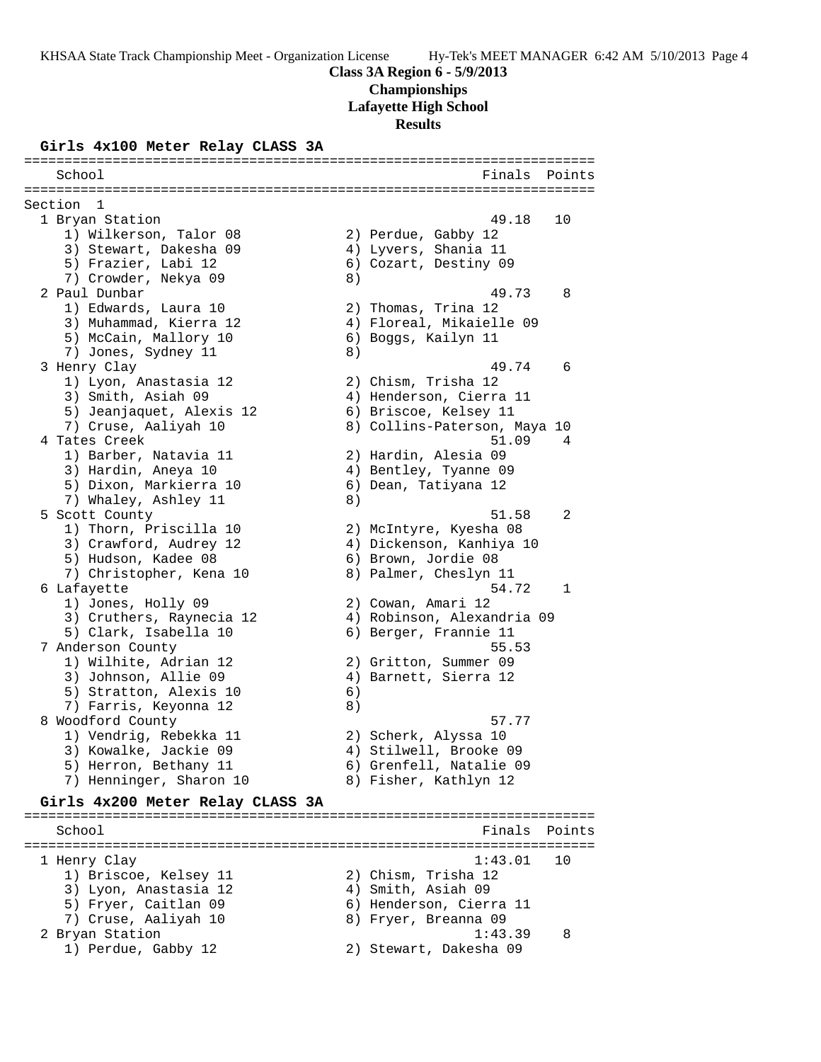**Class 3A Region 6 - 5/9/2013**
**Championships**
**Lafayette High School**
**Results**

### Girls 4x100 Meter Relay CLASS 3A

```
=======================================================================
    School                                               Finals  Points
=======================================================================
Section  1
  1 Bryan Station                                         49.18   10
     1) Wilkerson, Talor 08             2) Perdue, Gabby 12
     3) Stewart, Dakesha 09             4) Lyvers, Shania 11
     5) Frazier, Labi 12                6) Cozart, Destiny 09
     7) Crowder, Nekya 09               8)
  2 Paul Dunbar                                           49.73    8
     1) Edwards, Laura 10               2) Thomas, Trina 12
     3) Muhammad, Kierra 12             4) Floreal, Mikaielle 09
     5) McCain, Mallory 10              6) Boggs, Kailyn 11
     7) Jones, Sydney 11                8)
  3 Henry Clay                                            49.74    6
     1) Lyon, Anastasia 12              2) Chism, Trisha 12
     3) Smith, Asiah 09                 4) Henderson, Cierra 11
     5) Jeanjaquet, Alexis 12           6) Briscoe, Kelsey 11
     7) Cruse, Aaliyah 10               8) Collins-Paterson, Maya 10
  4 Tates Creek                                           51.09    4
     1) Barber, Natavia 11              2) Hardin, Alesia 09
     3) Hardin, Aneya 10                4) Bentley, Tyanne 09
     5) Dixon, Markierra 10             6) Dean, Tatiyana 12
     7) Whaley, Ashley 11               8)
  5 Scott County                                          51.58    2
     1) Thorn, Priscilla 10             2) McIntyre, Kyesha 08
     3) Crawford, Audrey 12             4) Dickenson, Kanhiya 10
     5) Hudson, Kadee 08                6) Brown, Jordie 08
     7) Christopher, Kena 10            8) Palmer, Cheslyn 11
  6 Lafayette                                             54.72    1
     1) Jones, Holly 09                 2) Cowan, Amari 12
     3) Cruthers, Raynecia 12           4) Robinson, Alexandria 09
     5) Clark, Isabella 10              6) Berger, Frannie 11
  7 Anderson County                                       55.53
     1) Wilhite, Adrian 12              2) Gritton, Summer 09
     3) Johnson, Allie 09               4) Barnett, Sierra 12
     5) Stratton, Alexis 10             6)
     7) Farris, Keyonna 12              8)
  8 Woodford County                                       57.77
     1) Vendrig, Rebekka 11             2) Scherk, Alyssa 10
     3) Kowalke, Jackie 09              4) Stilwell, Brooke 09
     5) Herron, Bethany 11              6) Grenfell, Natalie 09
     7) Henninger, Sharon 10            8) Fisher, Kathlyn 12
```

### Girls 4x200 Meter Relay CLASS 3A

```
=======================================================================
    School                                               Finals  Points
=======================================================================
  1 Henry Clay                                          1:43.01   10
     1) Briscoe, Kelsey 11              2) Chism, Trisha 12
     3) Lyon, Anastasia 12              4) Smith, Asiah 09
     5) Fryer, Caitlan 09               6) Henderson, Cierra 11
     7) Cruse, Aaliyah 10               8) Fryer, Breanna 09
  2 Bryan Station                                       1:43.39    8
     1) Perdue, Gabby 12                2) Stewart, Dakesha 09
```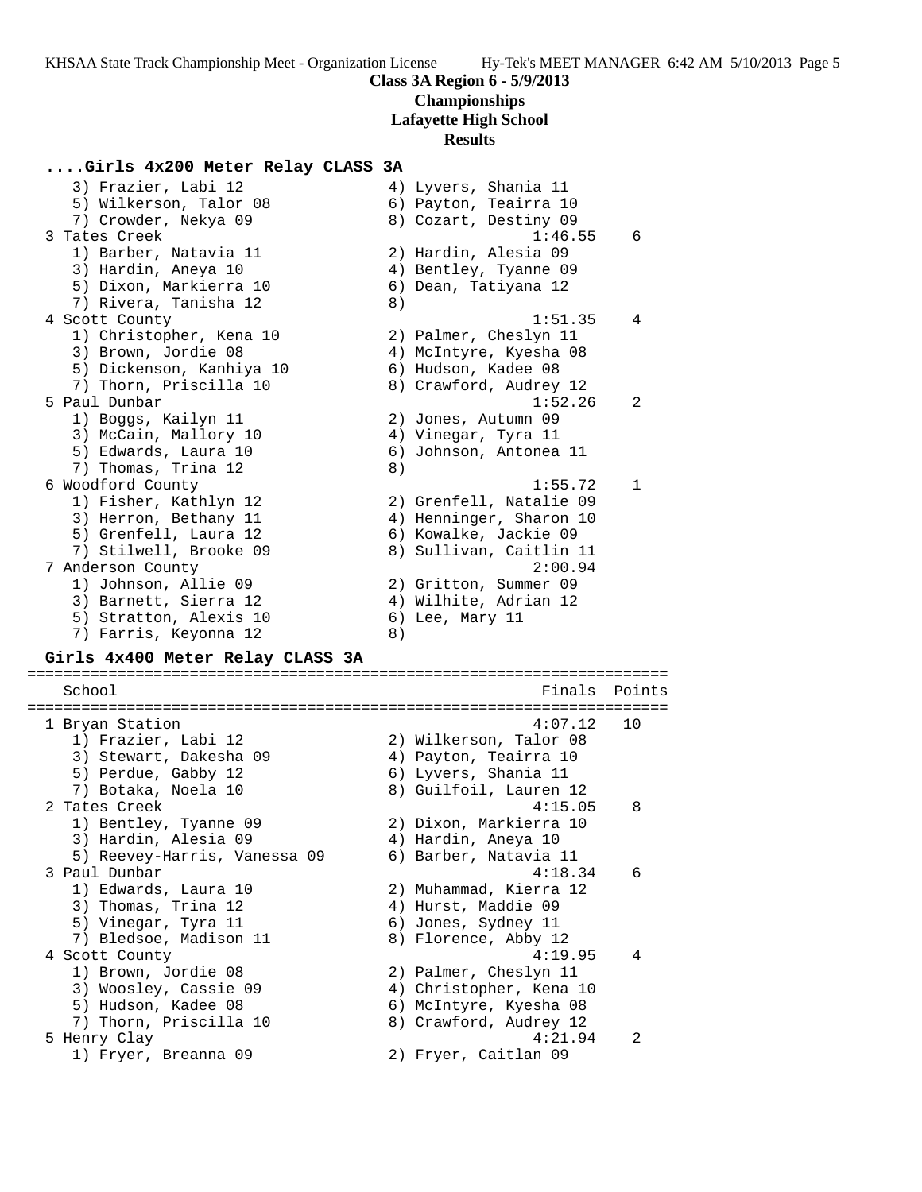**Class 3A Region 6 - 5/9/2013**
**Championships**
**Lafayette High School**
**Results**

### ....Girls 4x200 Meter Relay CLASS 3A

```
   3) Frazier, Labi 12                4) Lyvers, Shania 11
   5) Wilkerson, Talor 08             6) Payton, Teairra 10
   7) Crowder, Nekya 09               8) Cozart, Destiny 09
 3 Tates Creek                                 1:46.55    6
   1) Barber, Natavia 11              2) Hardin, Alesia 09
   3) Hardin, Aneya 10                4) Bentley, Tyanne 09
   5) Dixon, Markierra 10             6) Dean, Tatiyana 12
   7) Rivera, Tanisha 12              8)
 4 Scott County                                1:51.35    4
   1) Christopher, Kena 10            2) Palmer, Cheslyn 11
   3) Brown, Jordie 08                4) McIntyre, Kyesha 08
   5) Dickenson, Kanhiya 10           6) Hudson, Kadee 08
   7) Thorn, Priscilla 10             8) Crawford, Audrey 12
 5 Paul Dunbar                                 1:52.26    2
   1) Boggs, Kailyn 11                2) Jones, Autumn 09
   3) McCain, Mallory 10              4) Vinegar, Tyra 11
   5) Edwards, Laura 10               6) Johnson, Antonea 11
   7) Thomas, Trina 12                8)
 6 Woodford County                             1:55.72    1
   1) Fisher, Kathlyn 12              2) Grenfell, Natalie 09
   3) Herron, Bethany 11              4) Henninger, Sharon 10
   5) Grenfell, Laura 12              6) Kowalke, Jackie 09
   7) Stilwell, Brooke 09             8) Sullivan, Caitlin 11
 7 Anderson County                             2:00.94
   1) Johnson, Allie 09               2) Gritton, Summer 09
   3) Barnett, Sierra 12              4) Wilhite, Adrian 12
   5) Stratton, Alexis 10             6) Lee, Mary 11
   7) Farris, Keyonna 12              8)
```

### Girls 4x400 Meter Relay CLASS 3A

```
=======================================================================
   School                                        Finals  Points
=======================================================================
 1 Bryan Station                               4:07.12   10
   1) Frazier, Labi 12                2) Wilkerson, Talor 08
   3) Stewart, Dakesha 09             4) Payton, Teairra 10
   5) Perdue, Gabby 12                6) Lyvers, Shania 11
   7) Botaka, Noela 10                8) Guilfoil, Lauren 12
 2 Tates Creek                                 4:15.05    8
   1) Bentley, Tyanne 09              2) Dixon, Markierra 10
   3) Hardin, Alesia 09               4) Hardin, Aneya 10
   5) Reevey-Harris, Vanessa 09       6) Barber, Natavia 11
 3 Paul Dunbar                                 4:18.34    6
   1) Edwards, Laura 10               2) Muhammad, Kierra 12
   3) Thomas, Trina 12                4) Hurst, Maddie 09
   5) Vinegar, Tyra 11                6) Jones, Sydney 11
   7) Bledsoe, Madison 11             8) Florence, Abby 12
 4 Scott County                                4:19.95    4
   1) Brown, Jordie 08                2) Palmer, Cheslyn 11
   3) Woosley, Cassie 09              4) Christopher, Kena 10
   5) Hudson, Kadee 08                6) McIntyre, Kyesha 08
   7) Thorn, Priscilla 10             8) Crawford, Audrey 12
 5 Henry Clay                                  4:21.94    2
   1) Fryer, Breanna 09               2) Fryer, Caitlan 09
```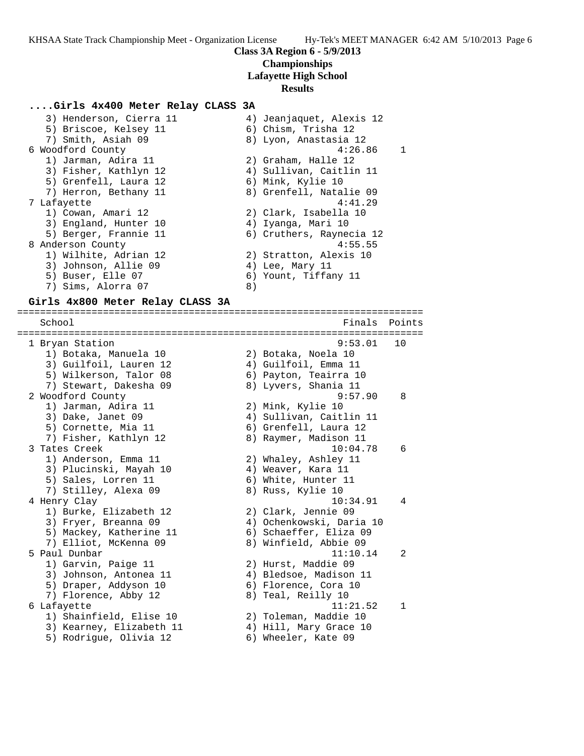**Class 3A Region 6 - 5/9/2013**
**Championships**
**Lafayette High School**
**Results**

### ....Girls 4x400 Meter Relay CLASS 3A

```
   3) Henderson, Cierra 11            4) Jeanjaquet, Alexis 12
   5) Briscoe, Kelsey 11              6) Chism, Trisha 12
   7) Smith, Asiah 09                 8) Lyon, Anastasia 12
 6 Woodford County                              4:26.86    1
   1) Jarman, Adira 11                2) Graham, Halle 12
   3) Fisher, Kathlyn 12              4) Sullivan, Caitlin 11
   5) Grenfell, Laura 12              6) Mink, Kylie 10
   7) Herron, Bethany 11              8) Grenfell, Natalie 09
 7 Lafayette                                    4:41.29
   1) Cowan, Amari 12                 2) Clark, Isabella 10
   3) England, Hunter 10              4) Iyanga, Mari 10
   5) Berger, Frannie 11              6) Cruthers, Raynecia 12
 8 Anderson County                              4:55.55
   1) Wilhite, Adrian 12              2) Stratton, Alexis 10
   3) Johnson, Allie 09               4) Lee, Mary 11
   5) Buser, Elle 07                  6) Yount, Tiffany 11
   7) Sims, Alorra 07                 8)
```

### Girls 4x800 Meter Relay CLASS 3A

```
=======================================================================
   School                                            Finals  Points
=======================================================================
 1 Bryan Station                                    9:53.01   10
   1) Botaka, Manuela 10              2) Botaka, Noela 10
   3) Guilfoil, Lauren 12             4) Guilfoil, Emma 11
   5) Wilkerson, Talor 08             6) Payton, Teairra 10
   7) Stewart, Dakesha 09             8) Lyvers, Shania 11
 2 Woodford County                                  9:57.90    8
   1) Jarman, Adira 11                2) Mink, Kylie 10
   3) Dake, Janet 09                  4) Sullivan, Caitlin 11
   5) Cornette, Mia 11                6) Grenfell, Laura 12
   7) Fisher, Kathlyn 12              8) Raymer, Madison 11
 3 Tates Creek                                     10:04.78    6
   1) Anderson, Emma 11               2) Whaley, Ashley 11
   3) Plucinski, Mayah 10             4) Weaver, Kara 11
   5) Sales, Lorren 11                6) White, Hunter 11
   7) Stilley, Alexa 09               8) Russ, Kylie 10
 4 Henry Clay                                      10:34.91    4
   1) Burke, Elizabeth 12             2) Clark, Jennie 09
   3) Fryer, Breanna 09               4) Ochenkowski, Daria 10
   5) Mackey, Katherine 11            6) Schaeffer, Eliza 09
   7) Elliot, McKenna 09              8) Winfield, Abbie 09
 5 Paul Dunbar                                     11:10.14    2
   1) Garvin, Paige 11                2) Hurst, Maddie 09
   3) Johnson, Antonea 11             4) Bledsoe, Madison 11
   5) Draper, Addyson 10              6) Florence, Cora 10
   7) Florence, Abby 12               8) Teal, Reilly 10
 6 Lafayette                                       11:21.52    1
   1) Shainfield, Elise 10            2) Toleman, Maddie 10
   3) Kearney, Elizabeth 11           4) Hill, Mary Grace 10
   5) Rodrigue, Olivia 12             6) Wheeler, Kate 09
```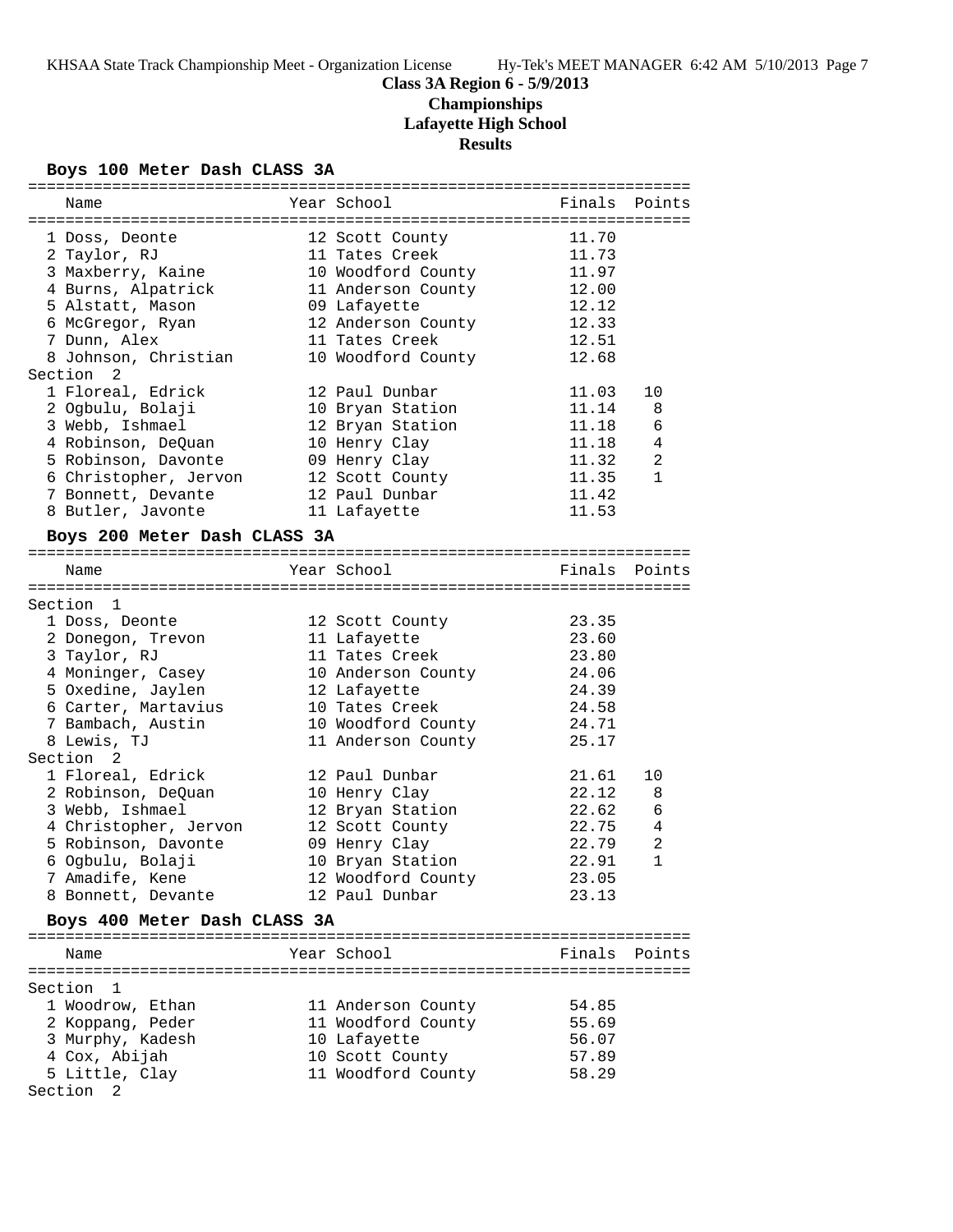**Class 3A Region 6 - 5/9/2013**
**Championships**
**Lafayette High School**
**Results**

### Boys 100 Meter Dash CLASS 3A

| | Name | Year | School | Finals | Points |
|---|---|---|---|---|---|
| 1 | Doss, Deonte | 12 | Scott County | 11.70 | |
| 2 | Taylor, RJ | 11 | Tates Creek | 11.73 | |
| 3 | Maxberry, Kaine | 10 | Woodford County | 11.97 | |
| 4 | Burns, Alpatrick | 11 | Anderson County | 12.00 | |
| 5 | Alstatt, Mason | 09 | Lafayette | 12.12 | |
| 6 | McGregor, Ryan | 12 | Anderson County | 12.33 | |
| 7 | Dunn, Alex | 11 | Tates Creek | 12.51 | |
| 8 | Johnson, Christian | 10 | Woodford County | 12.68 | |
| **Section 2** | | | | | |
| 1 | Floreal, Edrick | 12 | Paul Dunbar | 11.03 | 10 |
| 2 | Ogbulu, Bolaji | 10 | Bryan Station | 11.14 | 8 |
| 3 | Webb, Ishmael | 12 | Bryan Station | 11.18 | 6 |
| 4 | Robinson, DeQuan | 10 | Henry Clay | 11.18 | 4 |
| 5 | Robinson, Davonte | 09 | Henry Clay | 11.32 | 2 |
| 6 | Christopher, Jervon | 12 | Scott County | 11.35 | 1 |
| 7 | Bonnett, Devante | 12 | Paul Dunbar | 11.42 | |
| 8 | Butler, Javonte | 11 | Lafayette | 11.53 | |

### Boys 200 Meter Dash CLASS 3A

| | Name | Year | School | Finals | Points |
|---|---|---|---|---|---|
| **Section 1** | | | | | |
| 1 | Doss, Deonte | 12 | Scott County | 23.35 | |
| 2 | Donegon, Trevon | 11 | Lafayette | 23.60 | |
| 3 | Taylor, RJ | 11 | Tates Creek | 23.80 | |
| 4 | Moninger, Casey | 10 | Anderson County | 24.06 | |
| 5 | Oxedine, Jaylen | 12 | Lafayette | 24.39 | |
| 6 | Carter, Martavius | 10 | Tates Creek | 24.58 | |
| 7 | Bambach, Austin | 10 | Woodford County | 24.71 | |
| 8 | Lewis, TJ | 11 | Anderson County | 25.17 | |
| **Section 2** | | | | | |
| 1 | Floreal, Edrick | 12 | Paul Dunbar | 21.61 | 10 |
| 2 | Robinson, DeQuan | 10 | Henry Clay | 22.12 | 8 |
| 3 | Webb, Ishmael | 12 | Bryan Station | 22.62 | 6 |
| 4 | Christopher, Jervon | 12 | Scott County | 22.75 | 4 |
| 5 | Robinson, Davonte | 09 | Henry Clay | 22.79 | 2 |
| 6 | Ogbulu, Bolaji | 10 | Bryan Station | 22.91 | 1 |
| 7 | Amadife, Kene | 12 | Woodford County | 23.05 | |
| 8 | Bonnett, Devante | 12 | Paul Dunbar | 23.13 | |

### Boys 400 Meter Dash CLASS 3A

| | Name | Year | School | Finals | Points |
|---|---|---|---|---|---|
| **Section 1** | | | | | |
| 1 | Woodrow, Ethan | 11 | Anderson County | 54.85 | |
| 2 | Koppang, Peder | 11 | Woodford County | 55.69 | |
| 3 | Murphy, Kadesh | 10 | Lafayette | 56.07 | |
| 4 | Cox, Abijah | 10 | Scott County | 57.89 | |
| 5 | Little, Clay | 11 | Woodford County | 58.29 | |
| **Section 2** | | | | | |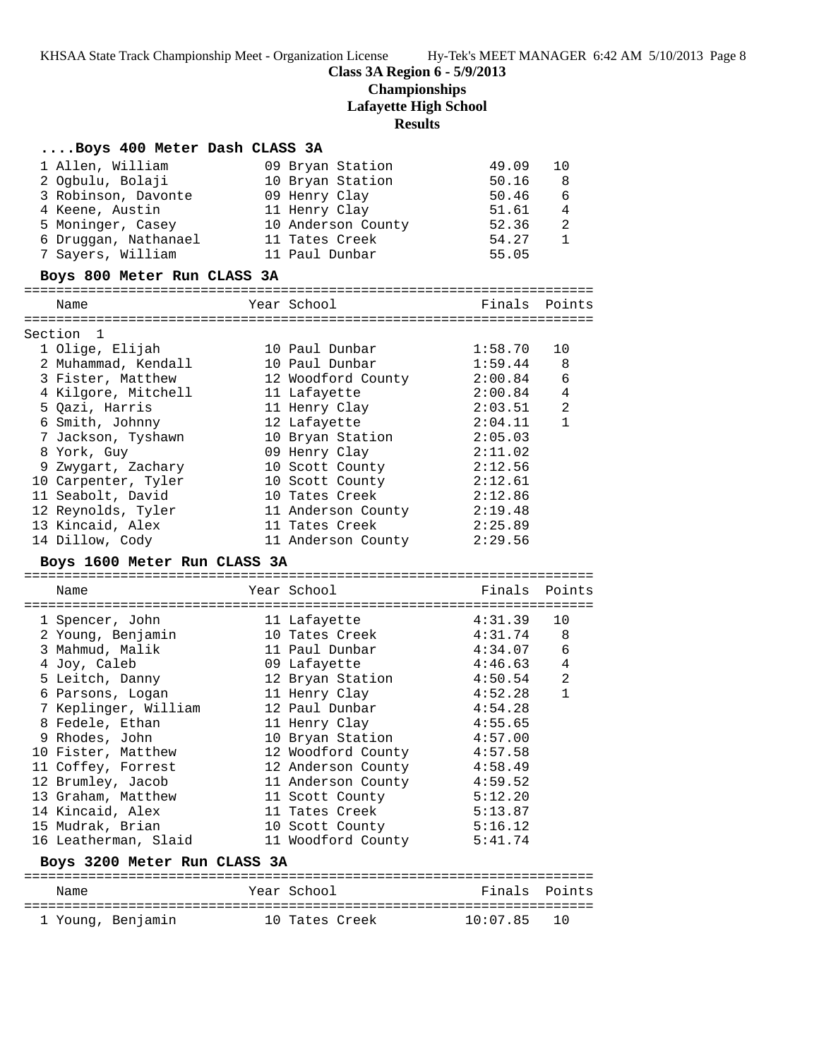# Class 3A Region 6 - 5/9/2013
## Championships
## Lafayette High School
## Results

### ....Boys 400 Meter Dash CLASS 3A

| | Name | Year | School | Finals | Points |
|---|---|---|---|---|---|
| 1 | Allen, William | 09 | Bryan Station | 49.09 | 10 |
| 2 | Ogbulu, Bolaji | 10 | Bryan Station | 50.16 | 8 |
| 3 | Robinson, Davonte | 09 | Henry Clay | 50.46 | 6 |
| 4 | Keene, Austin | 11 | Henry Clay | 51.61 | 4 |
| 5 | Moninger, Casey | 10 | Anderson County | 52.36 | 2 |
| 6 | Druggan, Nathanael | 11 | Tates Creek | 54.27 | 1 |
| 7 | Sayers, William | 11 | Paul Dunbar | 55.05 | |

### Boys 800 Meter Run CLASS 3A

Section 1

| | Name | Year | School | Finals | Points |
|---|---|---|---|---|---|
| 1 | Olige, Elijah | 10 | Paul Dunbar | 1:58.70 | 10 |
| 2 | Muhammad, Kendall | 10 | Paul Dunbar | 1:59.44 | 8 |
| 3 | Fister, Matthew | 12 | Woodford County | 2:00.84 | 6 |
| 4 | Kilgore, Mitchell | 11 | Lafayette | 2:00.84 | 4 |
| 5 | Qazi, Harris | 11 | Henry Clay | 2:03.51 | 2 |
| 6 | Smith, Johnny | 12 | Lafayette | 2:04.11 | 1 |
| 7 | Jackson, Tyshawn | 10 | Bryan Station | 2:05.03 | |
| 8 | York, Guy | 09 | Henry Clay | 2:11.02 | |
| 9 | Zwygart, Zachary | 10 | Scott County | 2:12.56 | |
| 10 | Carpenter, Tyler | 10 | Scott County | 2:12.61 | |
| 11 | Seabolt, David | 10 | Tates Creek | 2:12.86 | |
| 12 | Reynolds, Tyler | 11 | Anderson County | 2:19.48 | |
| 13 | Kincaid, Alex | 11 | Tates Creek | 2:25.89 | |
| 14 | Dillow, Cody | 11 | Anderson County | 2:29.56 | |

### Boys 1600 Meter Run CLASS 3A

| | Name | Year | School | Finals | Points |
|---|---|---|---|---|---|
| 1 | Spencer, John | 11 | Lafayette | 4:31.39 | 10 |
| 2 | Young, Benjamin | 10 | Tates Creek | 4:31.74 | 8 |
| 3 | Mahmud, Malik | 11 | Paul Dunbar | 4:34.07 | 6 |
| 4 | Joy, Caleb | 09 | Lafayette | 4:46.63 | 4 |
| 5 | Leitch, Danny | 12 | Bryan Station | 4:50.54 | 2 |
| 6 | Parsons, Logan | 11 | Henry Clay | 4:52.28 | 1 |
| 7 | Keplinger, William | 12 | Paul Dunbar | 4:54.28 | |
| 8 | Fedele, Ethan | 11 | Henry Clay | 4:55.65 | |
| 9 | Rhodes, John | 10 | Bryan Station | 4:57.00 | |
| 10 | Fister, Matthew | 12 | Woodford County | 4:57.58 | |
| 11 | Coffey, Forrest | 12 | Anderson County | 4:58.49 | |
| 12 | Brumley, Jacob | 11 | Anderson County | 4:59.52 | |
| 13 | Graham, Matthew | 11 | Scott County | 5:12.20 | |
| 14 | Kincaid, Alex | 11 | Tates Creek | 5:13.87 | |
| 15 | Mudrak, Brian | 10 | Scott County | 5:16.12 | |
| 16 | Leatherman, Slaid | 11 | Woodford County | 5:41.74 | |

### Boys 3200 Meter Run CLASS 3A

| | Name | Year | School | Finals | Points |
|---|---|---|---|---|---|
| 1 | Young, Benjamin | 10 | Tates Creek | 10:07.85 | 10 |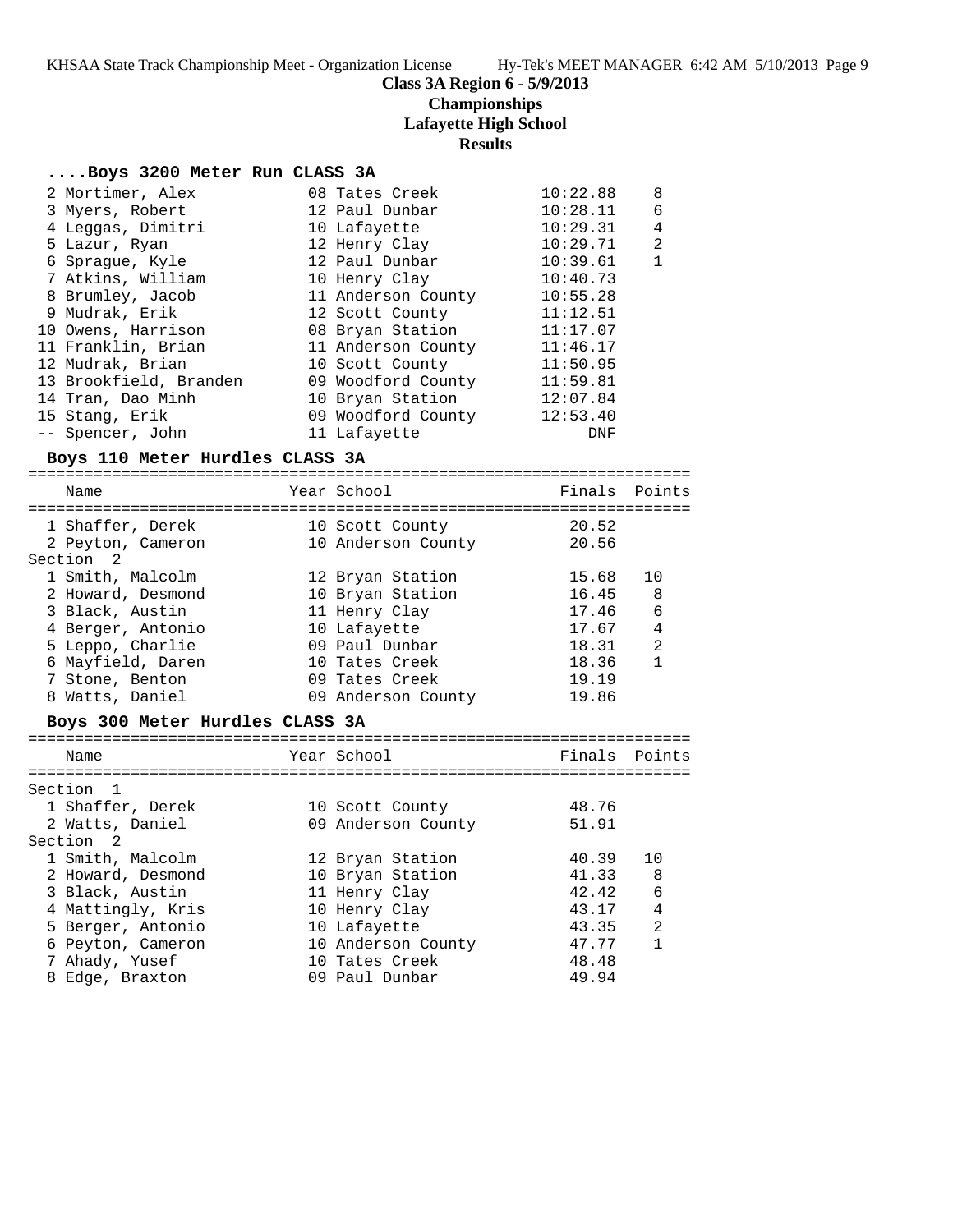**Class 3A Region 6 - 5/9/2013**
**Championships**
**Lafayette High School**
**Results**

### ....Boys 3200 Meter Run CLASS 3A

| Place | Name | Year | School | Finals | Points |
|---|---|---|---|---|---|
| 2 | Mortimer, Alex | 08 | Tates Creek | 10:22.88 | 8 |
| 3 | Myers, Robert | 12 | Paul Dunbar | 10:28.11 | 6 |
| 4 | Leggas, Dimitri | 10 | Lafayette | 10:29.31 | 4 |
| 5 | Lazur, Ryan | 12 | Henry Clay | 10:29.71 | 2 |
| 6 | Sprague, Kyle | 12 | Paul Dunbar | 10:39.61 | 1 |
| 7 | Atkins, William | 10 | Henry Clay | 10:40.73 | |
| 8 | Brumley, Jacob | 11 | Anderson County | 10:55.28 | |
| 9 | Mudrak, Erik | 12 | Scott County | 11:12.51 | |
| 10 | Owens, Harrison | 08 | Bryan Station | 11:17.07 | |
| 11 | Franklin, Brian | 11 | Anderson County | 11:46.17 | |
| 12 | Mudrak, Brian | 10 | Scott County | 11:50.95 | |
| 13 | Brookfield, Branden | 09 | Woodford County | 11:59.81 | |
| 14 | Tran, Dao Minh | 10 | Bryan Station | 12:07.84 | |
| 15 | Stang, Erik | 09 | Woodford County | 12:53.40 | |
| -- | Spencer, John | 11 | Lafayette | DNF | |

### Boys 110 Meter Hurdles CLASS 3A

| Place | Name | Year | School | Finals | Points |
|---|---|---|---|---|---|
| 1 | Shaffer, Derek | 10 | Scott County | 20.52 | |
| 2 | Peyton, Cameron | 10 | Anderson County | 20.56 | |
| **Section 2** | | | | | |
| 1 | Smith, Malcolm | 12 | Bryan Station | 15.68 | 10 |
| 2 | Howard, Desmond | 10 | Bryan Station | 16.45 | 8 |
| 3 | Black, Austin | 11 | Henry Clay | 17.46 | 6 |
| 4 | Berger, Antonio | 10 | Lafayette | 17.67 | 4 |
| 5 | Leppo, Charlie | 09 | Paul Dunbar | 18.31 | 2 |
| 6 | Mayfield, Daren | 10 | Tates Creek | 18.36 | 1 |
| 7 | Stone, Benton | 09 | Tates Creek | 19.19 | |
| 8 | Watts, Daniel | 09 | Anderson County | 19.86 | |

### Boys 300 Meter Hurdles CLASS 3A

| Place | Name | Year | School | Finals | Points |
|---|---|---|---|---|---|
| **Section 1** | | | | | |
| 1 | Shaffer, Derek | 10 | Scott County | 48.76 | |
| 2 | Watts, Daniel | 09 | Anderson County | 51.91 | |
| **Section 2** | | | | | |
| 1 | Smith, Malcolm | 12 | Bryan Station | 40.39 | 10 |
| 2 | Howard, Desmond | 10 | Bryan Station | 41.33 | 8 |
| 3 | Black, Austin | 11 | Henry Clay | 42.42 | 6 |
| 4 | Mattingly, Kris | 10 | Henry Clay | 43.17 | 4 |
| 5 | Berger, Antonio | 10 | Lafayette | 43.35 | 2 |
| 6 | Peyton, Cameron | 10 | Anderson County | 47.77 | 1 |
| 7 | Ahady, Yusef | 10 | Tates Creek | 48.48 | |
| 8 | Edge, Braxton | 09 | Paul Dunbar | 49.94 | |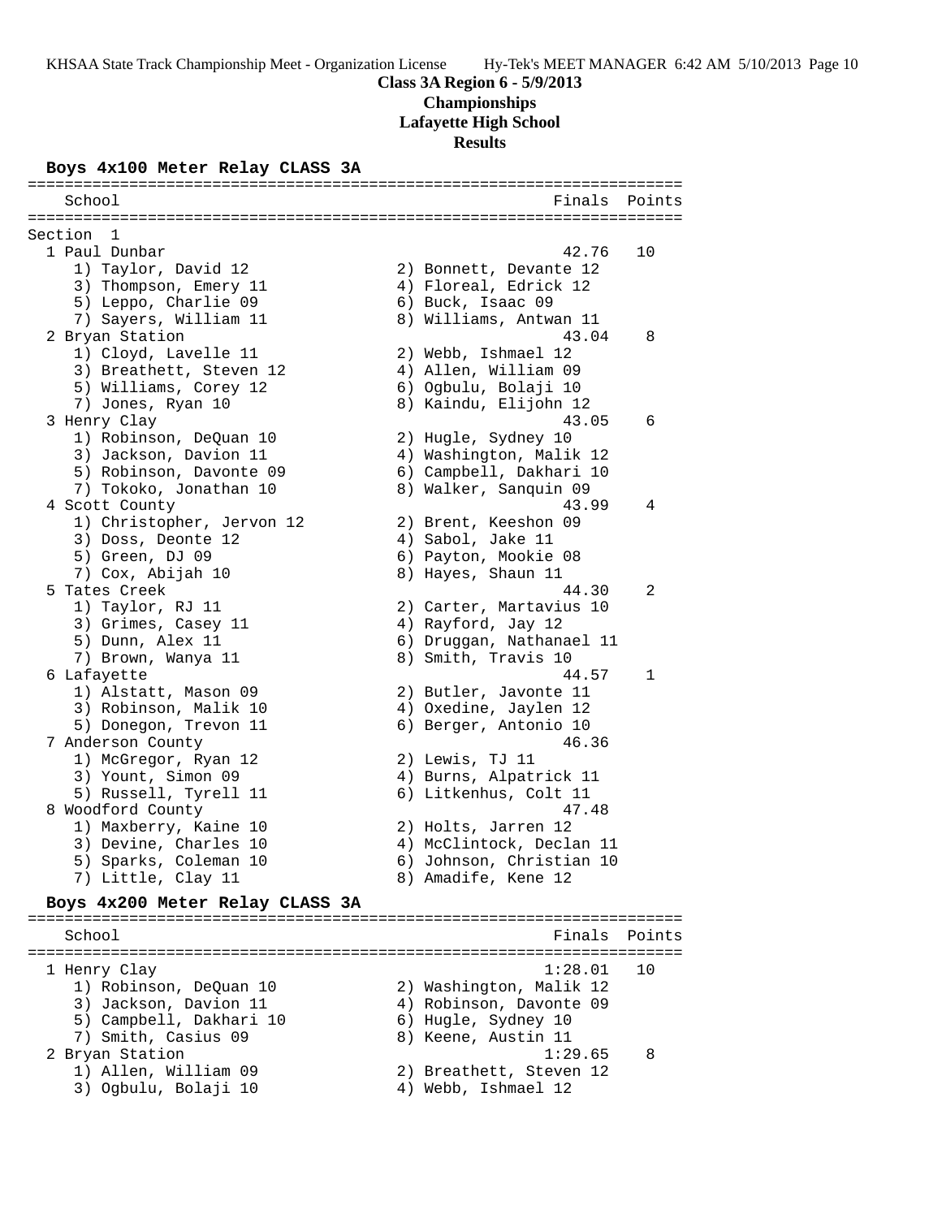**Class 3A Region 6 - 5/9/2013**
**Championships**
**Lafayette High School**
**Results**

### Boys 4x100 Meter Relay CLASS 3A

```
=======================================================================
    School                                               Finals  Points
=======================================================================
Section  1
  1 Paul Dunbar                                           42.76   10
     1) Taylor, David 12                2) Bonnett, Devante 12
     3) Thompson, Emery 11              4) Floreal, Edrick 12
     5) Leppo, Charlie 09               6) Buck, Isaac 09
     7) Sayers, William 11              8) Williams, Antwan 11
  2 Bryan Station                                         43.04    8
     1) Cloyd, Lavelle 11               2) Webb, Ishmael 12
     3) Breathett, Steven 12            4) Allen, William 09
     5) Williams, Corey 12              6) Ogbulu, Bolaji 10
     7) Jones, Ryan 10                  8) Kaindu, Elijohn 12
  3 Henry Clay                                            43.05    6
     1) Robinson, DeQuan 10             2) Hugle, Sydney 10
     3) Jackson, Davion 11              4) Washington, Malik 12
     5) Robinson, Davonte 09            6) Campbell, Dakhari 10
     7) Tokoko, Jonathan 10             8) Walker, Sanquin 09
  4 Scott County                                          43.99    4
     1) Christopher, Jervon 12          2) Brent, Keeshon 09
     3) Doss, Deonte 12                 4) Sabol, Jake 11
     5) Green, DJ 09                    6) Payton, Mookie 08
     7) Cox, Abijah 10                  8) Hayes, Shaun 11
  5 Tates Creek                                           44.30    2
     1) Taylor, RJ 11                   2) Carter, Martavius 10
     3) Grimes, Casey 11                4) Rayford, Jay 12
     5) Dunn, Alex 11                   6) Druggan, Nathanael 11
     7) Brown, Wanya 11                 8) Smith, Travis 10
  6 Lafayette                                             44.57    1
     1) Alstatt, Mason 09               2) Butler, Javonte 11
     3) Robinson, Malik 10              4) Oxedine, Jaylen 12
     5) Donegon, Trevon 11              6) Berger, Antonio 10
  7 Anderson County                                       46.36
     1) McGregor, Ryan 12               2) Lewis, TJ 11
     3) Yount, Simon 09                 4) Burns, Alpatrick 11
     5) Russell, Tyrell 11              6) Litkenhus, Colt 11
  8 Woodford County                                       47.48
     1) Maxberry, Kaine 10              2) Holts, Jarren 12
     3) Devine, Charles 10              4) McClintock, Declan 11
     5) Sparks, Coleman 10              6) Johnson, Christian 10
     7) Little, Clay 11                 8) Amadife, Kene 12
```

### Boys 4x200 Meter Relay CLASS 3A

```
=======================================================================
    School                                               Finals  Points
=======================================================================
  1 Henry Clay                                          1:28.01   10
     1) Robinson, DeQuan 10             2) Washington, Malik 12
     3) Jackson, Davion 11              4) Robinson, Davonte 09
     5) Campbell, Dakhari 10            6) Hugle, Sydney 10
     7) Smith, Casius 09                8) Keene, Austin 11
  2 Bryan Station                                       1:29.65    8
     1) Allen, William 09               2) Breathett, Steven 12
     3) Ogbulu, Bolaji 10               4) Webb, Ishmael 12
```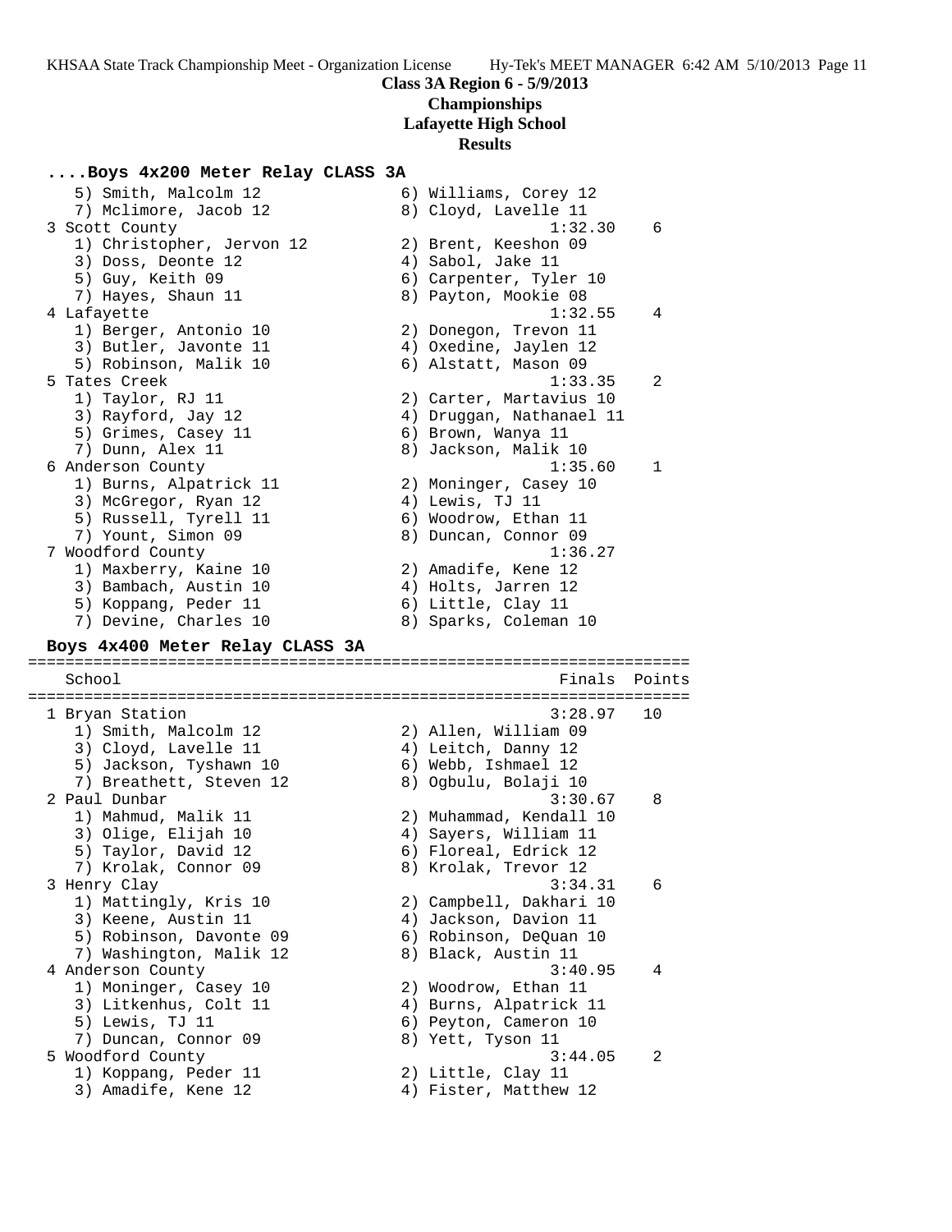**Class 3A Region 6 - 5/9/2013**
**Championships**
**Lafayette High School**
**Results**

### ....Boys 4x200 Meter Relay CLASS 3A

```
   5) Smith, Malcolm 12              6) Williams, Corey 12
   7) Mclimore, Jacob 12             8) Cloyd, Lavelle 11
 3 Scott County                                1:32.30    6
   1) Christopher, Jervon 12         2) Brent, Keeshon 09
   3) Doss, Deonte 12                4) Sabol, Jake 11
   5) Guy, Keith 09                  6) Carpenter, Tyler 10
   7) Hayes, Shaun 11                8) Payton, Mookie 08
 4 Lafayette                                   1:32.55    4
   1) Berger, Antonio 10             2) Donegon, Trevon 11
   3) Butler, Javonte 11             4) Oxedine, Jaylen 12
   5) Robinson, Malik 10             6) Alstatt, Mason 09
 5 Tates Creek                                 1:33.35    2
   1) Taylor, RJ 11                  2) Carter, Martavius 10
   3) Rayford, Jay 12                4) Druggan, Nathanael 11
   5) Grimes, Casey 11               6) Brown, Wanya 11
   7) Dunn, Alex 11                  8) Jackson, Malik 10
 6 Anderson County                             1:35.60    1
   1) Burns, Alpatrick 11            2) Moninger, Casey 10
   3) McGregor, Ryan 12              4) Lewis, TJ 11
   5) Russell, Tyrell 11             6) Woodrow, Ethan 11
   7) Yount, Simon 09                8) Duncan, Connor 09
 7 Woodford County                             1:36.27
   1) Maxberry, Kaine 10             2) Amadife, Kene 12
   3) Bambach, Austin 10             4) Holts, Jarren 12
   5) Koppang, Peder 11              6) Little, Clay 11
   7) Devine, Charles 10             8) Sparks, Coleman 10
```

### Boys 4x400 Meter Relay CLASS 3A

```
=======================================================================
   School                                        Finals  Points
=======================================================================
 1 Bryan Station                               3:28.97   10
   1) Smith, Malcolm 12              2) Allen, William 09
   3) Cloyd, Lavelle 11              4) Leitch, Danny 12
   5) Jackson, Tyshawn 10            6) Webb, Ishmael 12
   7) Breathett, Steven 12           8) Ogbulu, Bolaji 10
 2 Paul Dunbar                                 3:30.67    8
   1) Mahmud, Malik 11               2) Muhammad, Kendall 10
   3) Olige, Elijah 10               4) Sayers, William 11
   5) Taylor, David 12               6) Floreal, Edrick 12
   7) Krolak, Connor 09              8) Krolak, Trevor 12
 3 Henry Clay                                  3:34.31    6
   1) Mattingly, Kris 10             2) Campbell, Dakhari 10
   3) Keene, Austin 11               4) Jackson, Davion 11
   5) Robinson, Davonte 09           6) Robinson, DeQuan 10
   7) Washington, Malik 12           8) Black, Austin 11
 4 Anderson County                             3:40.95    4
   1) Moninger, Casey 10             2) Woodrow, Ethan 11
   3) Litkenhus, Colt 11             4) Burns, Alpatrick 11
   5) Lewis, TJ 11                   6) Peyton, Cameron 10
   7) Duncan, Connor 09              8) Yett, Tyson 11
 5 Woodford County                             3:44.05    2
   1) Koppang, Peder 11              2) Little, Clay 11
   3) Amadife, Kene 12               4) Fister, Matthew 12
```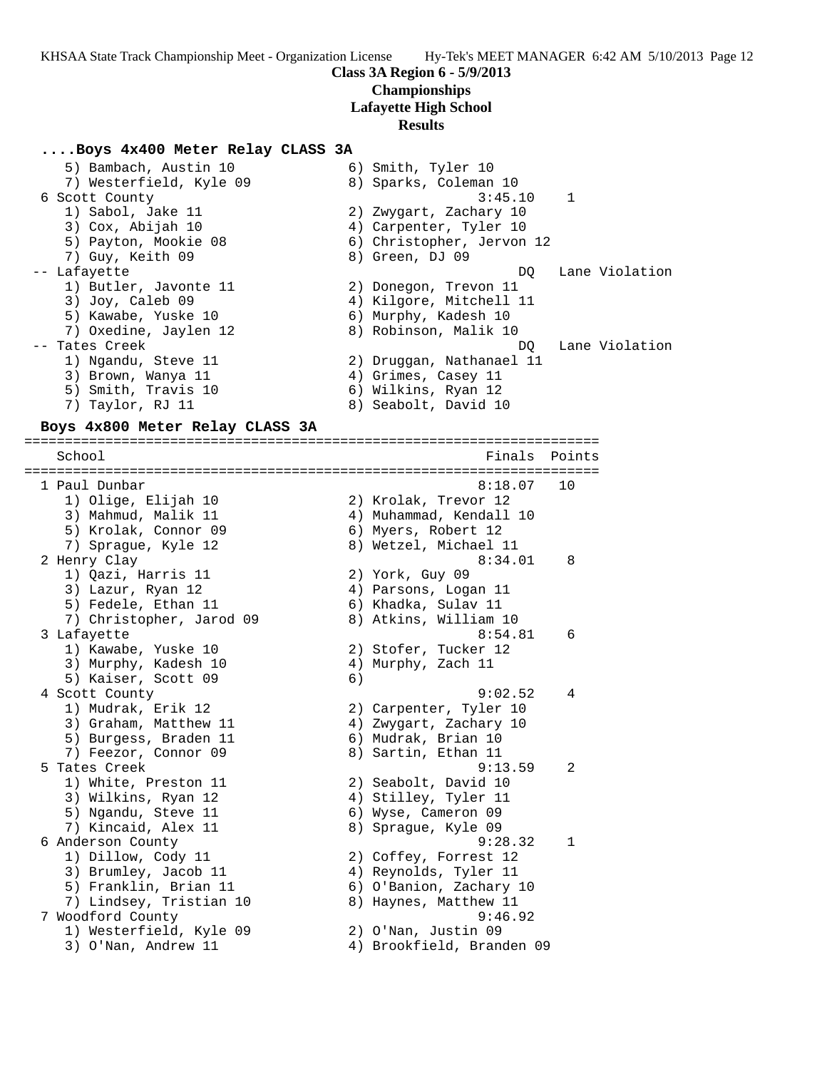**Class 3A Region 6 - 5/9/2013**
**Championships**
**Lafayette High School**
**Results**

### ....Boys 4x400 Meter Relay CLASS 3A

```
    5) Bambach, Austin 10             6) Smith, Tyler 10
    7) Westerfield, Kyle 09           8) Sparks, Coleman 10
 6 Scott County                                 3:45.10    1
    1) Sabol, Jake 11                 2) Zwygart, Zachary 10
    3) Cox, Abijah 10                 4) Carpenter, Tyler 10
    5) Payton, Mookie 08              6) Christopher, Jervon 12
    7) Guy, Keith 09                  8) Green, DJ 09
 -- Lafayette                                        DQ   Lane Violation
    1) Butler, Javonte 11             2) Donegon, Trevon 11
    3) Joy, Caleb 09                  4) Kilgore, Mitchell 11
    5) Kawabe, Yuske 10               6) Murphy, Kadesh 10
    7) Oxedine, Jaylen 12             8) Robinson, Malik 10
 -- Tates Creek                                      DQ   Lane Violation
    1) Ngandu, Steve 11               2) Druggan, Nathanael 11
    3) Brown, Wanya 11                4) Grimes, Casey 11
    5) Smith, Travis 10               6) Wilkins, Ryan 12
    7) Taylor, RJ 11                  8) Seabolt, David 10
```

### Boys 4x800 Meter Relay CLASS 3A

```
=======================================================================
    School                                            Finals  Points
=======================================================================
  1 Paul Dunbar                                      8:18.07   10
     1) Olige, Elijah 10               2) Krolak, Trevor 12
     3) Mahmud, Malik 11               4) Muhammad, Kendall 10
     5) Krolak, Connor 09              6) Myers, Robert 12
     7) Sprague, Kyle 12               8) Wetzel, Michael 11
  2 Henry Clay                                       8:34.01    8
     1) Qazi, Harris 11                2) York, Guy 09
     3) Lazur, Ryan 12                 4) Parsons, Logan 11
     5) Fedele, Ethan 11               6) Khadka, Sulav 11
     7) Christopher, Jarod 09          8) Atkins, William 10
  3 Lafayette                                        8:54.81    6
     1) Kawabe, Yuske 10               2) Stofer, Tucker 12
     3) Murphy, Kadesh 10              4) Murphy, Zach 11
     5) Kaiser, Scott 09               6)
  4 Scott County                                     9:02.52    4
     1) Mudrak, Erik 12                2) Carpenter, Tyler 10
     3) Graham, Matthew 11             4) Zwygart, Zachary 10
     5) Burgess, Braden 11             6) Mudrak, Brian 10
     7) Feezor, Connor 09              8) Sartin, Ethan 11
  5 Tates Creek                                      9:13.59    2
     1) White, Preston 11              2) Seabolt, David 10
     3) Wilkins, Ryan 12               4) Stilley, Tyler 11
     5) Ngandu, Steve 11               6) Wyse, Cameron 09
     7) Kincaid, Alex 11               8) Sprague, Kyle 09
  6 Anderson County                                  9:28.32    1
     1) Dillow, Cody 11                2) Coffey, Forrest 12
     3) Brumley, Jacob 11              4) Reynolds, Tyler 11
     5) Franklin, Brian 11             6) O'Banion, Zachary 10
     7) Lindsey, Tristian 10           8) Haynes, Matthew 11
  7 Woodford County                                  9:46.92
     1) Westerfield, Kyle 09           2) O'Nan, Justin 09
     3) O'Nan, Andrew 11               4) Brookfield, Branden 09
```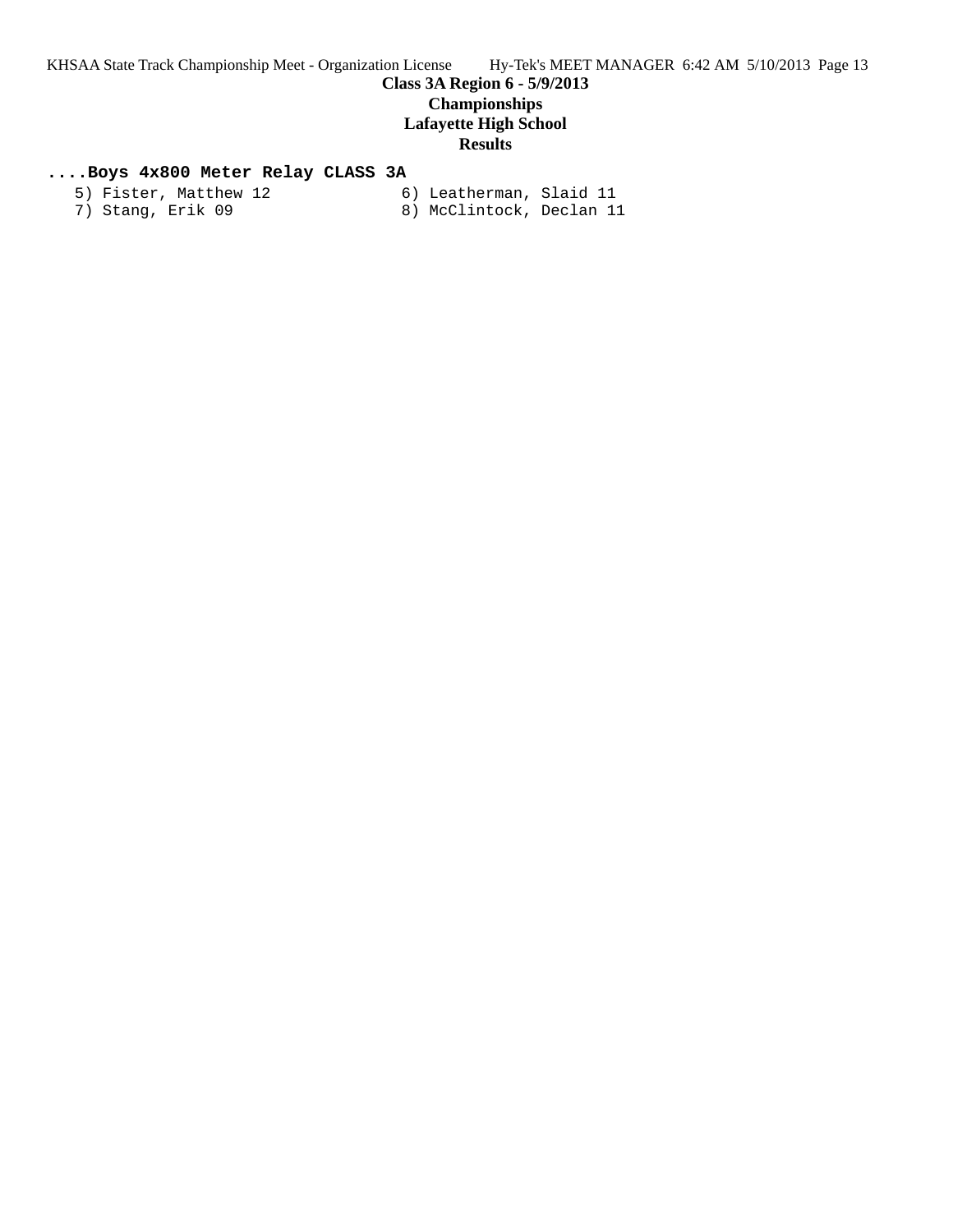**Class 3A Region 6 - 5/9/2013**
**Championships**
**Lafayette High School**
**Results**

**....Boys 4x800 Meter Relay CLASS 3A**

5) Fister, Matthew 12
6) Leatherman, Slaid 11
7) Stang, Erik 09
8) McClintock, Declan 11